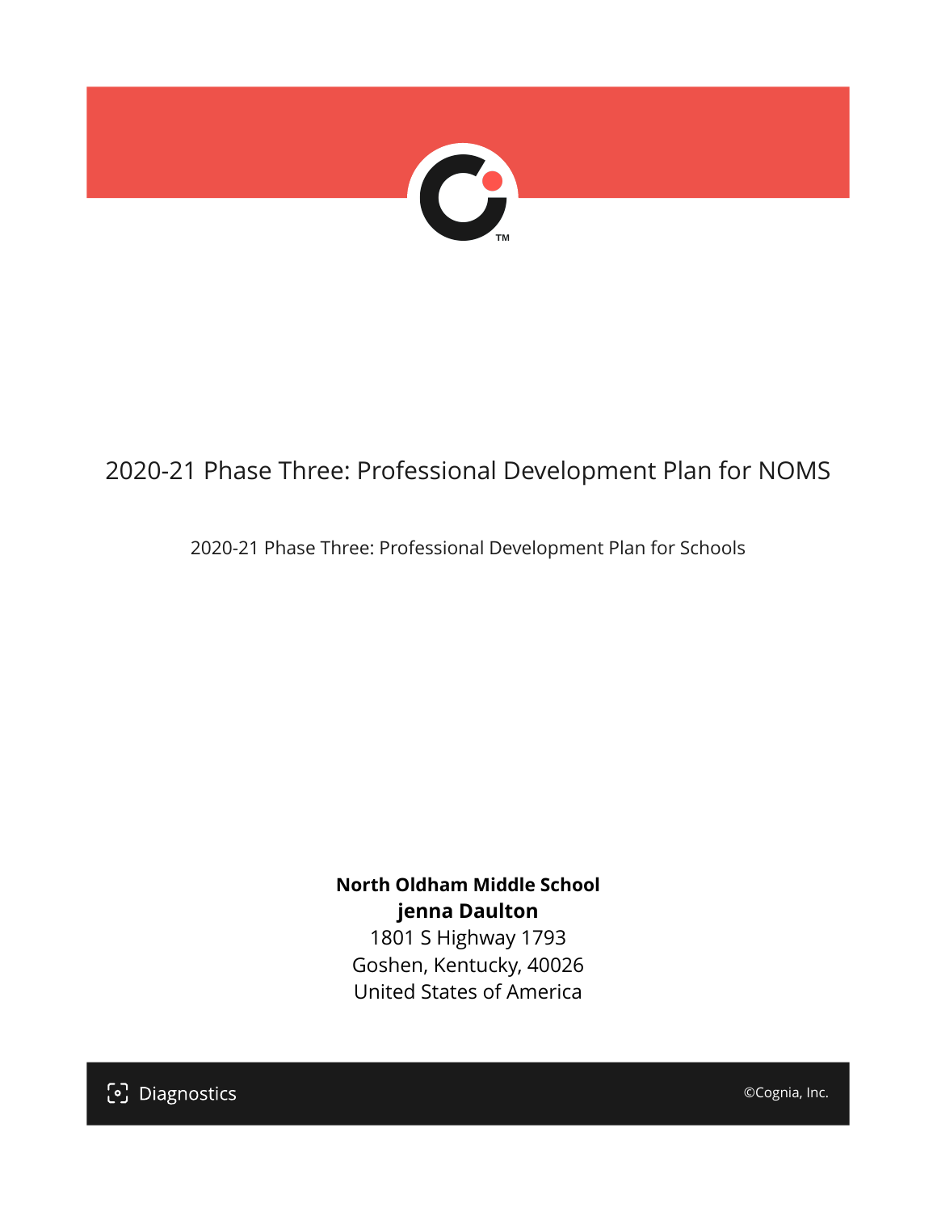# 2020-21 Phase Three: Professional Development Plan for NOMS

2020-21 Phase Three: Professional Development Plan for Schools

**North Oldham Middle School**
**jenna Daulton**
1801 S Highway 1793
Goshen, Kentucky, 40026
United States of America

Diagnostics

©Cognia, Inc.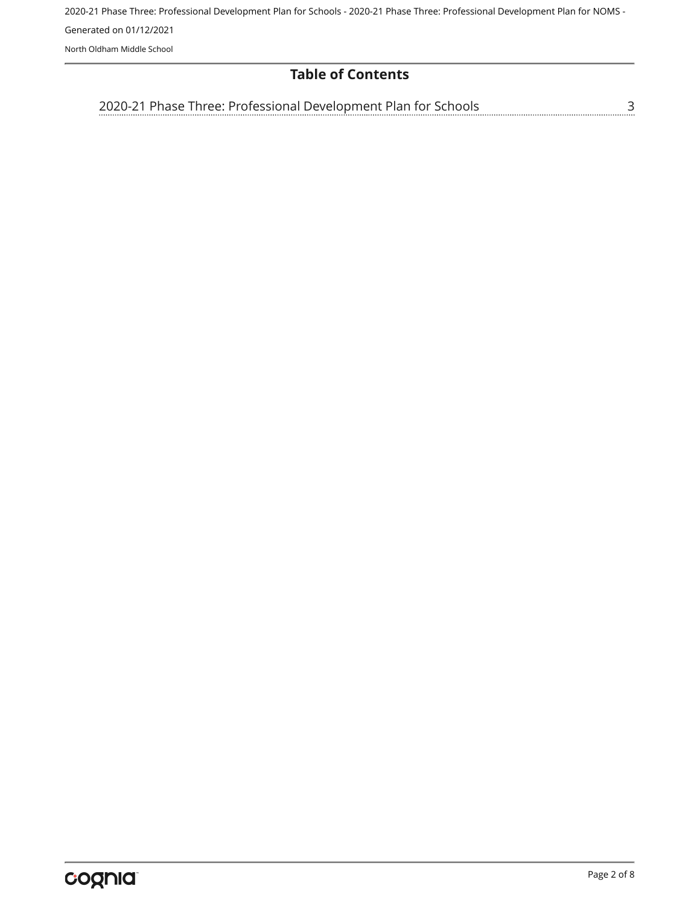## Table of Contents

2020-21 Phase Three: Professional Development Plan for Schools ........ 3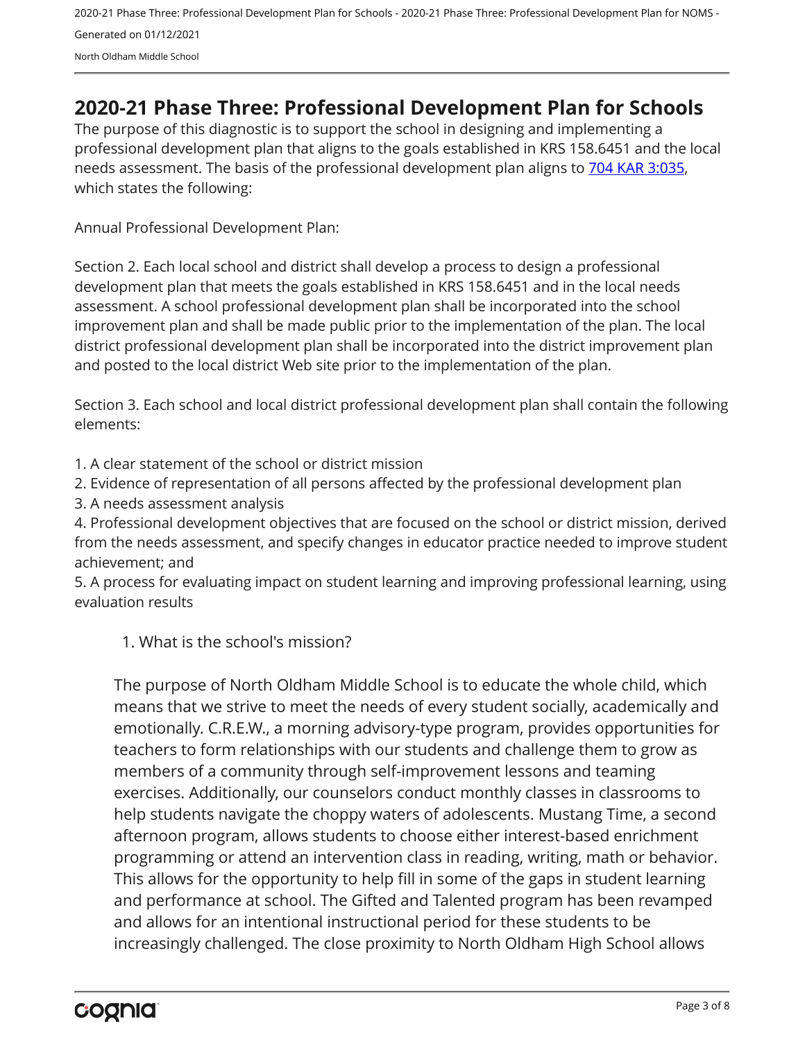# 2020-21 Phase Three: Professional Development Plan for Schools

The purpose of this diagnostic is to support the school in designing and implementing a professional development plan that aligns to the goals established in KRS 158.6451 and the local needs assessment. The basis of the professional development plan aligns to [704 KAR 3:035](), which states the following:

Annual Professional Development Plan:

Section 2. Each local school and district shall develop a process to design a professional development plan that meets the goals established in KRS 158.6451 and in the local needs assessment. A school professional development plan shall be incorporated into the school improvement plan and shall be made public prior to the implementation of the plan. The local district professional development plan shall be incorporated into the district improvement plan and posted to the local district Web site prior to the implementation of the plan.

Section 3. Each school and local district professional development plan shall contain the following elements:

1. A clear statement of the school or district mission
2. Evidence of representation of all persons affected by the professional development plan
3. A needs assessment analysis
4. Professional development objectives that are focused on the school or district mission, derived from the needs assessment, and specify changes in educator practice needed to improve student achievement; and
5. A process for evaluating impact on student learning and improving professional learning, using evaluation results

1. What is the school's mission?

The purpose of North Oldham Middle School is to educate the whole child, which means that we strive to meet the needs of every student socially, academically and emotionally. C.R.E.W., a morning advisory-type program, provides opportunities for teachers to form relationships with our students and challenge them to grow as members of a community through self-improvement lessons and teaming exercises. Additionally, our counselors conduct monthly classes in classrooms to help students navigate the choppy waters of adolescents. Mustang Time, a second afternoon program, allows students to choose either interest-based enrichment programming or attend an intervention class in reading, writing, math or behavior. This allows for the opportunity to help fill in some of the gaps in student learning and performance at school. The Gifted and Talented program has been revamped and allows for an intentional instructional period for these students to be increasingly challenged. The close proximity to North Oldham High School allows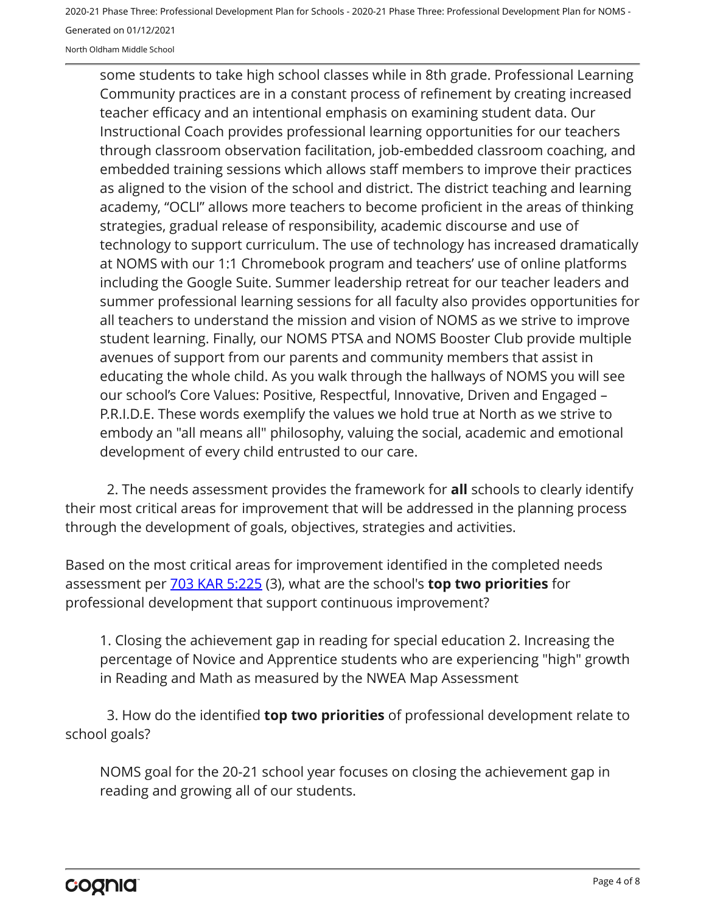some students to take high school classes while in 8th grade. Professional Learning Community practices are in a constant process of refinement by creating increased teacher efficacy and an intentional emphasis on examining student data. Our Instructional Coach provides professional learning opportunities for our teachers through classroom observation facilitation, job-embedded classroom coaching, and embedded training sessions which allows staff members to improve their practices as aligned to the vision of the school and district. The district teaching and learning academy, "OCLI" allows more teachers to become proficient in the areas of thinking strategies, gradual release of responsibility, academic discourse and use of technology to support curriculum. The use of technology has increased dramatically at NOMS with our 1:1 Chromebook program and teachers' use of online platforms including the Google Suite. Summer leadership retreat for our teacher leaders and summer professional learning sessions for all faculty also provides opportunities for all teachers to understand the mission and vision of NOMS as we strive to improve student learning. Finally, our NOMS PTSA and NOMS Booster Club provide multiple avenues of support from our parents and community members that assist in educating the whole child. As you walk through the hallways of NOMS you will see our school's Core Values: Positive, Respectful, Innovative, Driven and Engaged – P.R.I.D.E. These words exemplify the values we hold true at North as we strive to embody an "all means all" philosophy, valuing the social, academic and emotional development of every child entrusted to our care.

2. The needs assessment provides the framework for **all** schools to clearly identify their most critical areas for improvement that will be addressed in the planning process through the development of goals, objectives, strategies and activities.

Based on the most critical areas for improvement identified in the completed needs assessment per [703 KAR 5:225](703 KAR 5:225) (3), what are the school's **top two priorities** for professional development that support continuous improvement?

1. Closing the achievement gap in reading for special education 2. Increasing the percentage of Novice and Apprentice students who are experiencing "high" growth in Reading and Math as measured by the NWEA Map Assessment

3. How do the identified **top two priorities** of professional development relate to school goals?

NOMS goal for the 20-21 school year focuses on closing the achievement gap in reading and growing all of our students.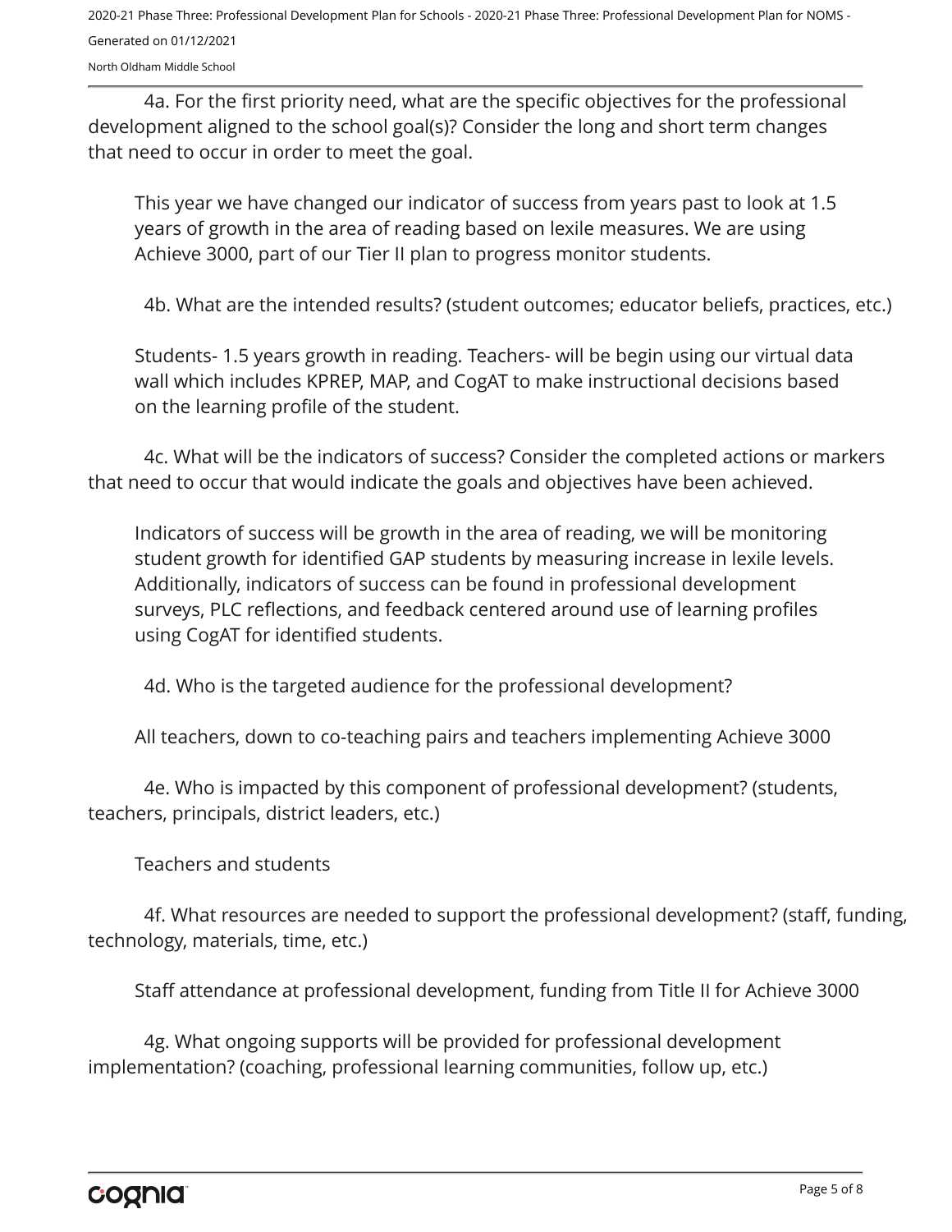4a. For the first priority need, what are the specific objectives for the professional development aligned to the school goal(s)? Consider the long and short term changes that need to occur in order to meet the goal.

This year we have changed our indicator of success from years past to look at 1.5 years of growth in the area of reading based on lexile measures. We are using Achieve 3000, part of our Tier II plan to progress monitor students.

4b. What are the intended results? (student outcomes; educator beliefs, practices, etc.)

Students- 1.5 years growth in reading. Teachers- will be begin using our virtual data wall which includes KPREP, MAP, and CogAT to make instructional decisions based on the learning profile of the student.

4c. What will be the indicators of success? Consider the completed actions or markers that need to occur that would indicate the goals and objectives have been achieved.

Indicators of success will be growth in the area of reading, we will be monitoring student growth for identified GAP students by measuring increase in lexile levels. Additionally, indicators of success can be found in professional development surveys, PLC reflections, and feedback centered around use of learning profiles using CogAT for identified students.

4d. Who is the targeted audience for the professional development?

All teachers, down to co-teaching pairs and teachers implementing Achieve 3000

4e. Who is impacted by this component of professional development? (students, teachers, principals, district leaders, etc.)

Teachers and students

4f. What resources are needed to support the professional development? (staff, funding, technology, materials, time, etc.)

Staff attendance at professional development, funding from Title II for Achieve 3000

4g. What ongoing supports will be provided for professional development implementation? (coaching, professional learning communities, follow up, etc.)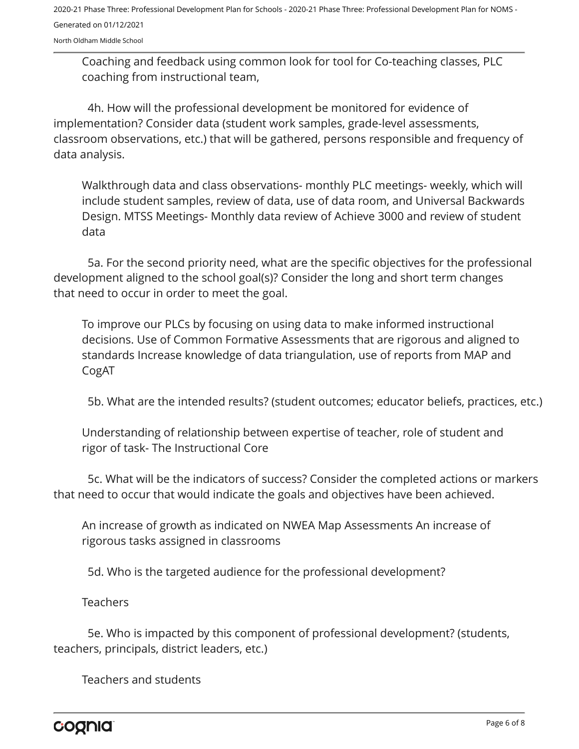Coaching and feedback using common look for tool for Co-teaching classes, PLC coaching from instructional team,

4h. How will the professional development be monitored for evidence of implementation? Consider data (student work samples, grade-level assessments, classroom observations, etc.) that will be gathered, persons responsible and frequency of data analysis.

Walkthrough data and class observations- monthly PLC meetings- weekly, which will include student samples, review of data, use of data room, and Universal Backwards Design. MTSS Meetings- Monthly data review of Achieve 3000 and review of student data

5a. For the second priority need, what are the specific objectives for the professional development aligned to the school goal(s)? Consider the long and short term changes that need to occur in order to meet the goal.

To improve our PLCs by focusing on using data to make informed instructional decisions. Use of Common Formative Assessments that are rigorous and aligned to standards Increase knowledge of data triangulation, use of reports from MAP and CogAT

5b. What are the intended results? (student outcomes; educator beliefs, practices, etc.)

Understanding of relationship between expertise of teacher, role of student and rigor of task- The Instructional Core

5c. What will be the indicators of success? Consider the completed actions or markers that need to occur that would indicate the goals and objectives have been achieved.

An increase of growth as indicated on NWEA Map Assessments An increase of rigorous tasks assigned in classrooms

5d. Who is the targeted audience for the professional development?

Teachers

5e. Who is impacted by this component of professional development? (students, teachers, principals, district leaders, etc.)

Teachers and students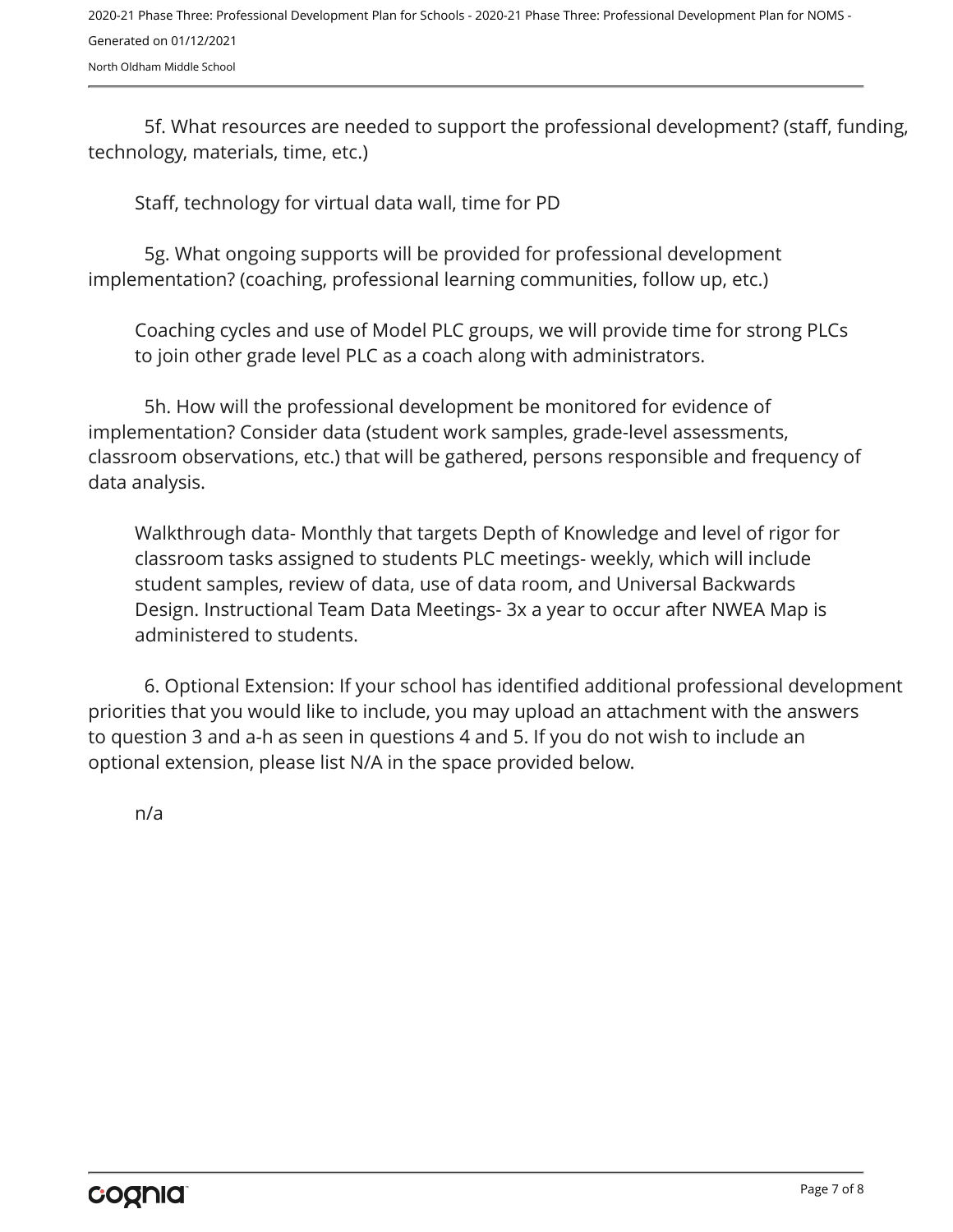5f. What resources are needed to support the professional development? (staff, funding, technology, materials, time, etc.)

Staff, technology for virtual data wall, time for PD

5g. What ongoing supports will be provided for professional development implementation? (coaching, professional learning communities, follow up, etc.)

Coaching cycles and use of Model PLC groups, we will provide time for strong PLCs to join other grade level PLC as a coach along with administrators.

5h. How will the professional development be monitored for evidence of implementation? Consider data (student work samples, grade-level assessments, classroom observations, etc.) that will be gathered, persons responsible and frequency of data analysis.

Walkthrough data- Monthly that targets Depth of Knowledge and level of rigor for classroom tasks assigned to students PLC meetings- weekly, which will include student samples, review of data, use of data room, and Universal Backwards Design. Instructional Team Data Meetings- 3x a year to occur after NWEA Map is administered to students.

6. Optional Extension: If your school has identified additional professional development priorities that you would like to include, you may upload an attachment with the answers to question 3 and a-h as seen in questions 4 and 5. If you do not wish to include an optional extension, please list N/A in the space provided below.

n/a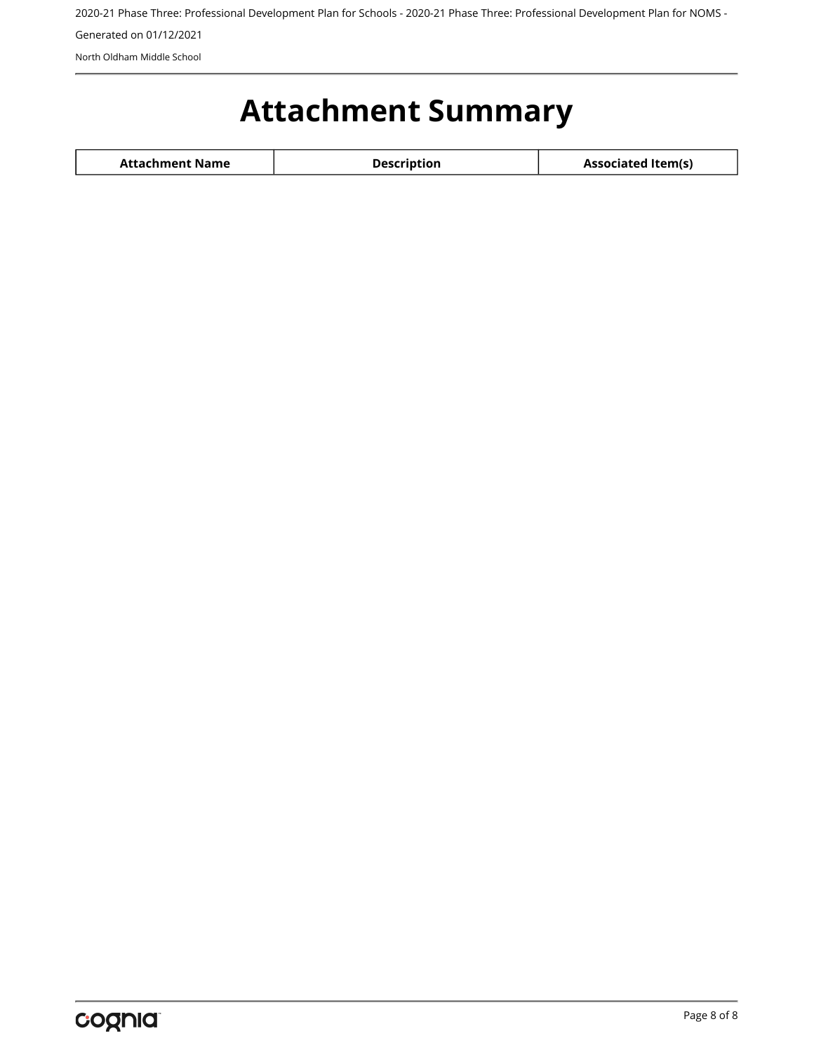# Attachment Summary

| Attachment Name | Description | Associated Item(s) |
| --- | --- | --- |